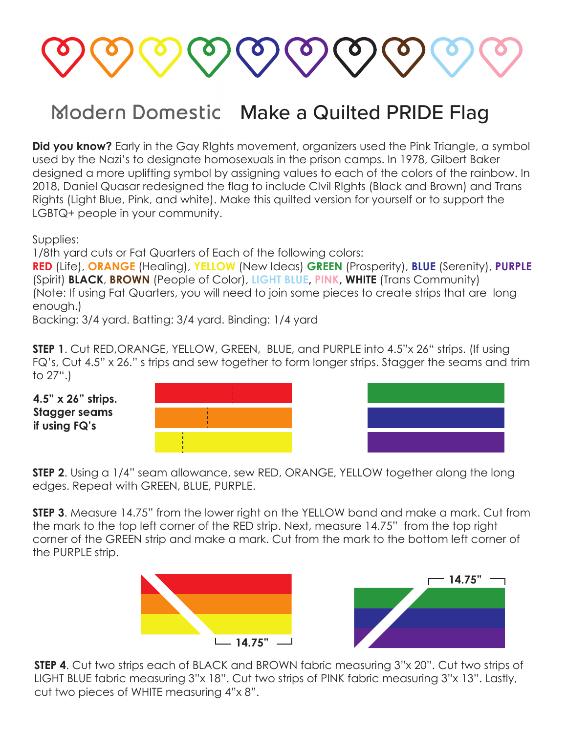# Modern Domestic Make a Quilted PRIDE Flag

**Did you know?** Early in the Gay RIghts movement, organizers used the Pink Triangle, a symbol used by the Nazi's to designate homosexuals in the prison camps. In 1978, Gilbert Baker designed a more uplifting symbol by assigning values to each of the colors of the rainbow. In 2018, Daniel Quasar redesigned the flag to include CIvil RIghts (Black and Brown) and Trans Rights (Light Blue, Pink, and white). Make this quilted version for yourself or to support the LGBTQ+ people in your community.

Supplies:
1/8th yard cuts or Fat Quarters of Each of the following colors:
**RED** (Life), **ORANGE** (Healing), **YELLOW** (New Ideas) **GREEN** (Prosperity), **BLUE** (Serenity), **PURPLE** (Spirit) **BLACK**, **BROWN** (People of Color), **LIGHT BLUE**, **PINK**, **WHITE** (Trans Community)
(Note: If using Fat Quarters, you will need to join some pieces to create strips that are long enough.)
Backing: 3/4 yard. Batting: 3/4 yard. Binding: 1/4 yard

**STEP 1**. Cut RED,ORANGE, YELLOW, GREEN, BLUE, and PURPLE into 4.5"x 26" strips. (If using FQ's, Cut 4.5" x 26." s trips and sew together to form longer strips. Stagger the seams and trim to 27".)

**4.5" x 26" strips. Stagger seams if using FQ's**

**STEP 2**. Using a 1/4" seam allowance, sew RED, ORANGE, YELLOW together along the long edges. Repeat with GREEN, BLUE, PURPLE.

**STEP 3**. Measure 14.75" from the lower right on the YELLOW band and make a mark. Cut from the mark to the top left corner of the RED strip. Next, measure 14.75" from the top right corner of the GREEN strip and make a mark. Cut from the mark to the bottom left corner of the PURPLE strip.

14.75"

14.75"

**STEP 4**. Cut two strips each of BLACK and BROWN fabric measuring 3"x 20". Cut two strips of LIGHT BLUE fabric measuring 3"x 18". Cut two strips of PINK fabric measuring 3"x 13". Lastly, cut two pieces of WHITE measuring 4"x 8".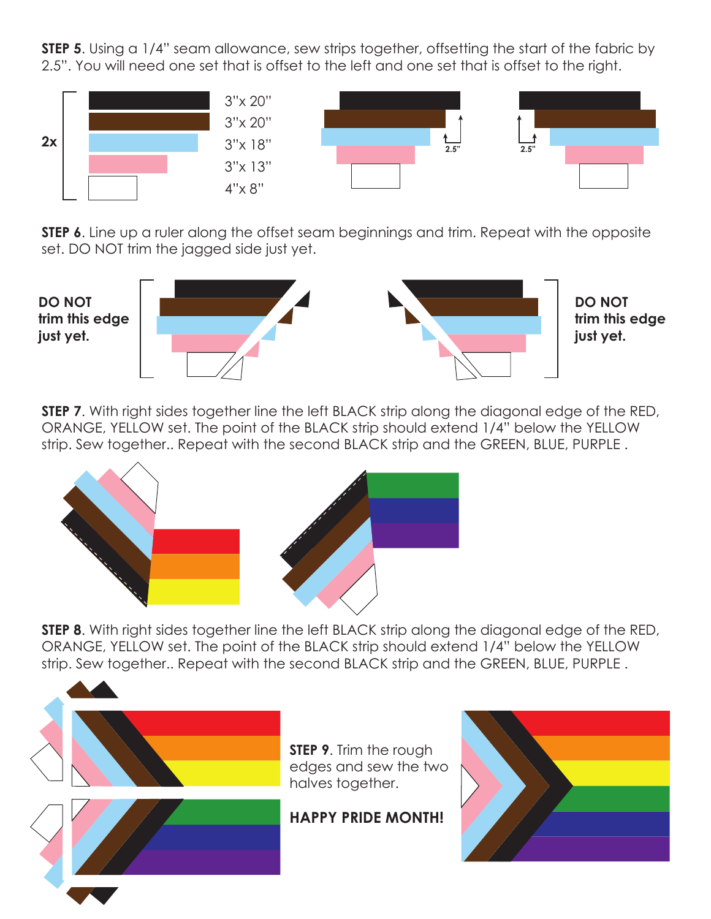**STEP 5**. Using a 1/4" seam allowance, sew strips together, offsetting the start of the fabric by 2.5". You will need one set that is offset to the left and one set that is offset to the right.

2x

3"x 20"

3"x 20"

3"x 18"

3"x 13"

4"x 8"

2.5"

2.5"

**STEP 6**. Line up a ruler along the offset seam beginnings and trim. Repeat with the opposite set. DO NOT trim the jagged side just yet.

**DO NOT trim this edge just yet.**

**DO NOT trim this edge just yet.**

**STEP 7**. With right sides together line the left BLACK strip along the diagonal edge of the RED, ORANGE, YELLOW set. The point of the BLACK strip should extend 1/4" below the YELLOW strip. Sew together.. Repeat with the second BLACK strip and the GREEN, BLUE, PURPLE .

**STEP 8**. With right sides together line the left BLACK strip along the diagonal edge of the RED, ORANGE, YELLOW set. The point of the BLACK strip should extend 1/4" below the YELLOW strip. Sew together.. Repeat with the second BLACK strip and the GREEN, BLUE, PURPLE .

**STEP 9**. Trim the rough edges and sew the two halves together.

**HAPPY PRIDE MONTH!**